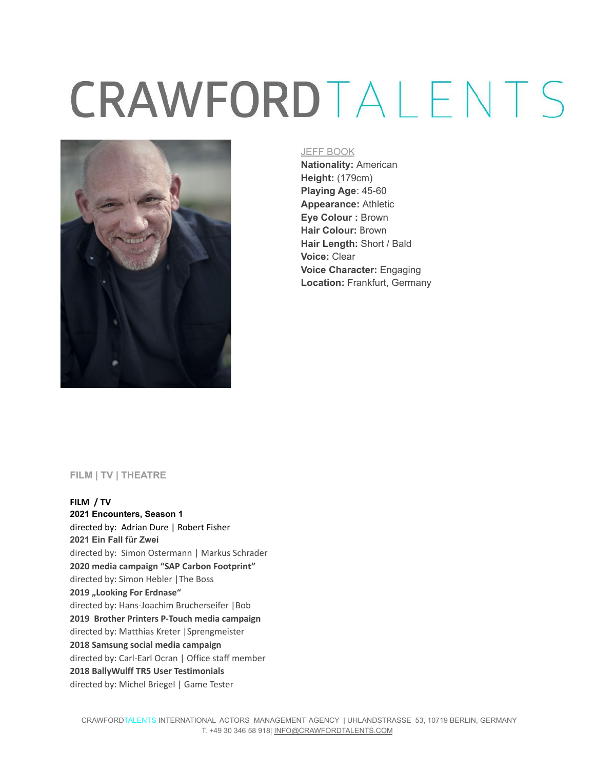# CRAWFORDTALENTS

JEFF BOOK

**Nationality:** American
**Height:** (179cm)
**Playing Age**: 45-60
**Appearance:** Athletic
**Eye Colour :** Brown
**Hair Colour:** Brown
**Hair Length:** Short / Bald
**Voice:** Clear
**Voice Character:** Engaging
**Location:** Frankfurt, Germany

## FILM | TV | THEATRE

**FILM / TV**

**2021 Encounters, Season 1**
directed by: Adrian Dure | Robert Fisher

**2021 Ein Fall für Zwei**
directed by: Simon Ostermann | Markus Schrader

**2020 media campaign "SAP Carbon Footprint"**
directed by: Simon Hebler |The Boss

**2019 „Looking For Erdnase"**
directed by: Hans-Joachim Brucherseifer |Bob

**2019 Brother Printers P-Touch media campaign**
directed by: Matthias Kreter |Sprengmeister

**2018 Samsung social media campaign**
directed by: Carl-Earl Ocran | Office staff member

**2018 BallyWulff TR5 User Testimonials**
directed by: Michel Briegel | Game Tester

CRAWFORDTALENTS INTERNATIONAL ACTORS MANAGEMENT AGENCY | UHLANDSTRASSE 53, 10719 BERLIN, GERMANY
T. +49 30 346 58 918| INFO@CRAWFORDTALENTS.COM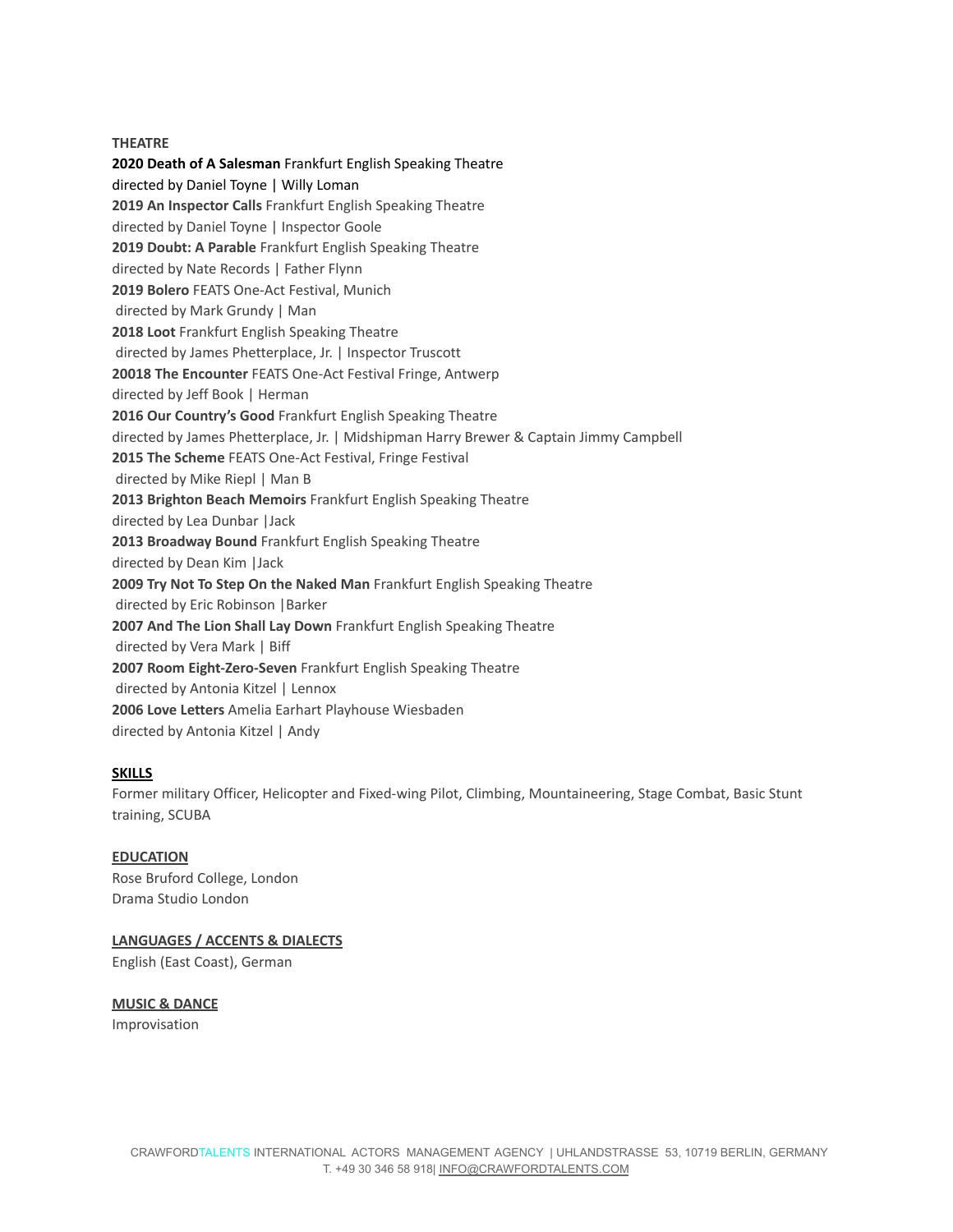**THEATRE**

**2020 Death of A Salesman** Frankfurt English Speaking Theatre
directed by Daniel Toyne | Willy Loman
**2019 An Inspector Calls** Frankfurt English Speaking Theatre
directed by Daniel Toyne | Inspector Goole
**2019 Doubt: A Parable** Frankfurt English Speaking Theatre
directed by Nate Records | Father Flynn
**2019 Bolero** FEATS One-Act Festival, Munich
directed by Mark Grundy | Man
**2018 Loot** Frankfurt English Speaking Theatre
directed by James Phetterplace, Jr. | Inspector Truscott
**20018 The Encounter** FEATS One-Act Festival Fringe, Antwerp
directed by Jeff Book | Herman
**2016 Our Country's Good** Frankfurt English Speaking Theatre
directed by James Phetterplace, Jr. | Midshipman Harry Brewer & Captain Jimmy Campbell
**2015 The Scheme** FEATS One-Act Festival, Fringe Festival
directed by Mike Riepl | Man B
**2013 Brighton Beach Memoirs** Frankfurt English Speaking Theatre
directed by Lea Dunbar |Jack
**2013 Broadway Bound** Frankfurt English Speaking Theatre
directed by Dean Kim |Jack
**2009 Try Not To Step On the Naked Man** Frankfurt English Speaking Theatre
directed by Eric Robinson |Barker
**2007 And The Lion Shall Lay Down** Frankfurt English Speaking Theatre
directed by Vera Mark | Biff
**2007 Room Eight-Zero-Seven** Frankfurt English Speaking Theatre
directed by Antonia Kitzel | Lennox
**2006 Love Letters** Amelia Earhart Playhouse Wiesbaden
directed by Antonia Kitzel | Andy

**SKILLS**

Former military Officer, Helicopter and Fixed-wing Pilot, Climbing, Mountaineering, Stage Combat, Basic Stunt training, SCUBA

**EDUCATION**

Rose Bruford College, London
Drama Studio London

**LANGUAGES / ACCENTS & DIALECTS**

English (East Coast), German

**MUSIC & DANCE**

Improvisation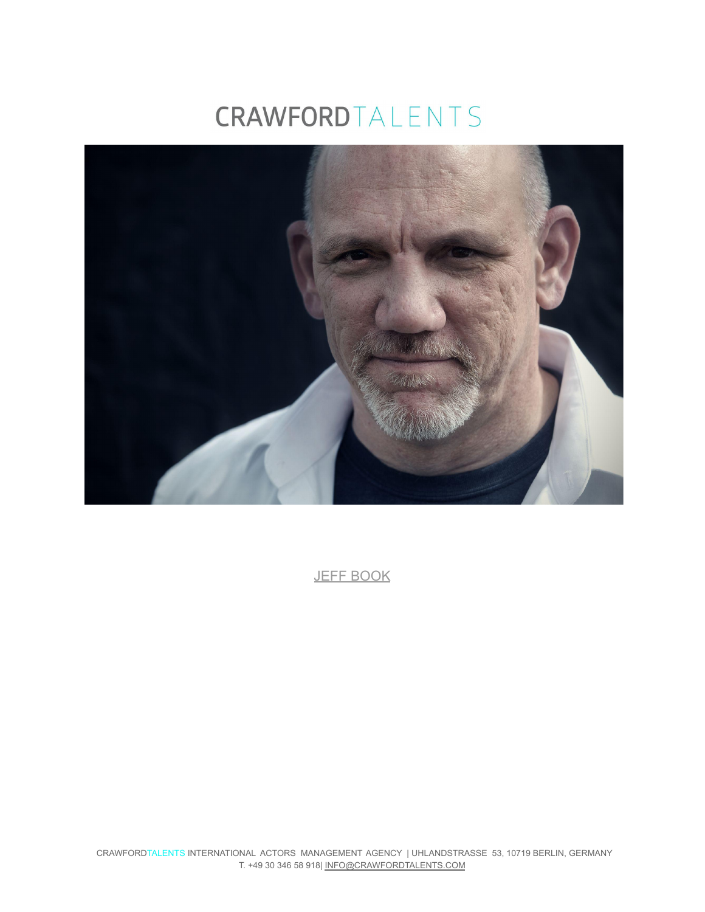# CRAWFORDTALENTS

[JEFF BOOK]

CRAWFORDTALENTS INTERNATIONAL ACTORS MANAGEMENT AGENCY | UHLANDSTRASSE 53, 10719 BERLIN, GERMANY
T. +49 30 346 58 918| INFO@CRAWFORDTALENTS.COM